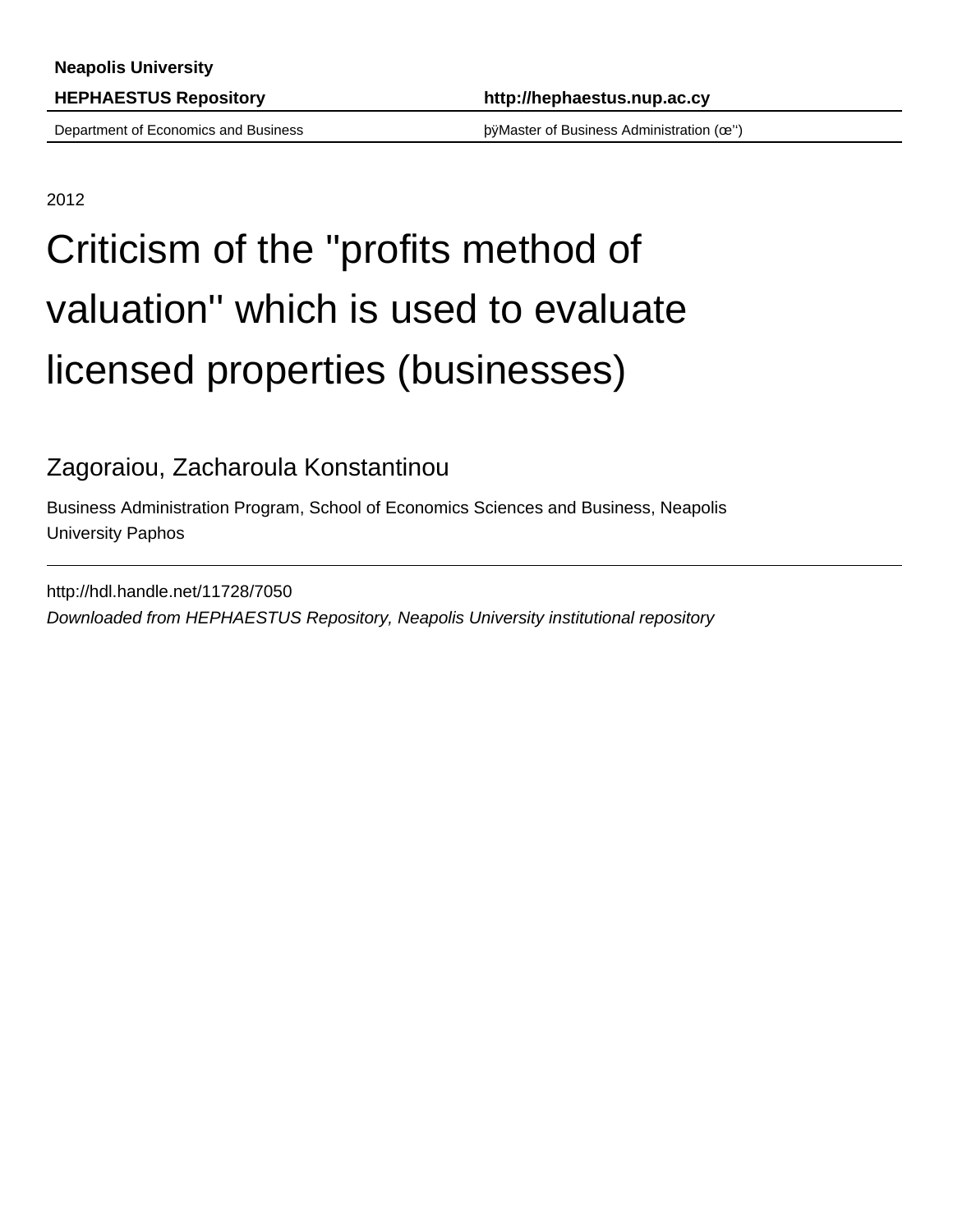**Neapolis University**

**HEPHAESTUS Repository** **http://hephaestus.nup.ac.cy**

Department of Economics and Business þÿMaster of Business Administration (œ'')

2012

# Criticism of the ''profits method of valuation'' which is used to evaluate licensed properties (businesses)

Zagoraiou, Zacharoula Konstantinou

Business Administration Program, School of Economics Sciences and Business, Neapolis University Paphos

---

http://hdl.handle.net/11728/7050

*Downloaded from HEPHAESTUS Repository, Neapolis University institutional repository*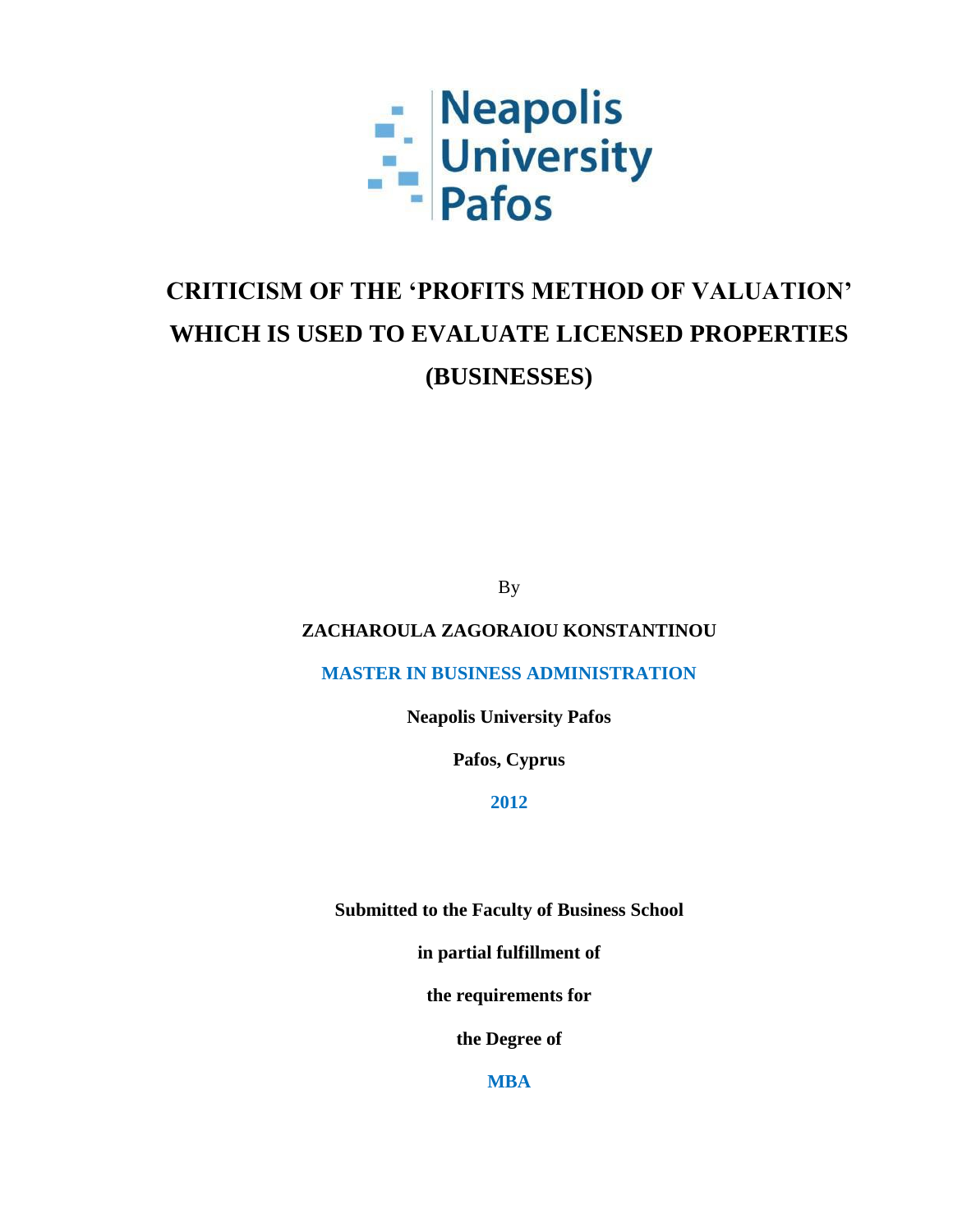Neapolis University Pafos

# CRITICISM OF THE 'PROFITS METHOD OF VALUATION' WHICH IS USED TO EVALUATE LICENSED PROPERTIES (BUSINESSES)

By

**ZACHAROULA ZAGORAIOU KONSTANTINOU**

**MASTER IN BUSINESS ADMINISTRATION**

**Neapolis University Pafos**

**Pafos, Cyprus**

**2012**

**Submitted to the Faculty of Business School**

**in partial fulfillment of**

**the requirements for**

**the Degree of**

**MBA**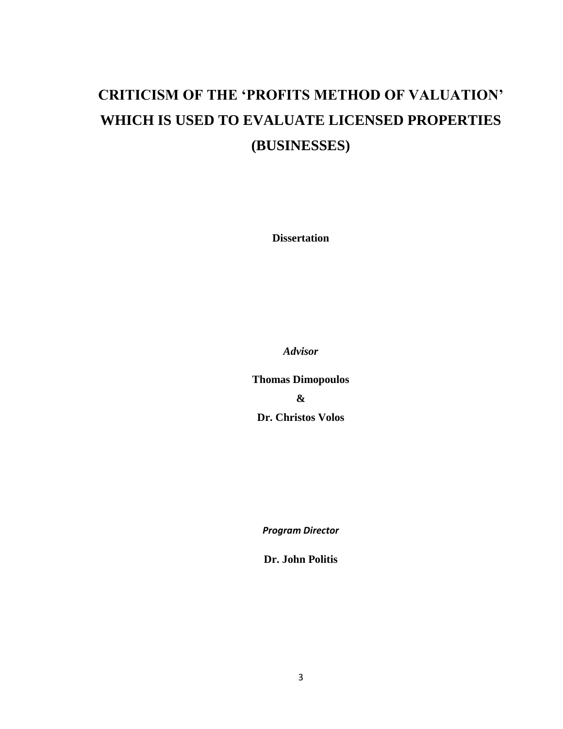# CRITICISM OF THE 'PROFITS METHOD OF VALUATION' WHICH IS USED TO EVALUATE LICENSED PROPERTIES (BUSINESSES)

**Dissertation**

***Advisor***

**Thomas Dimopoulos**

**&**

**Dr. Christos Volos**

***Program Director***

**Dr. John Politis**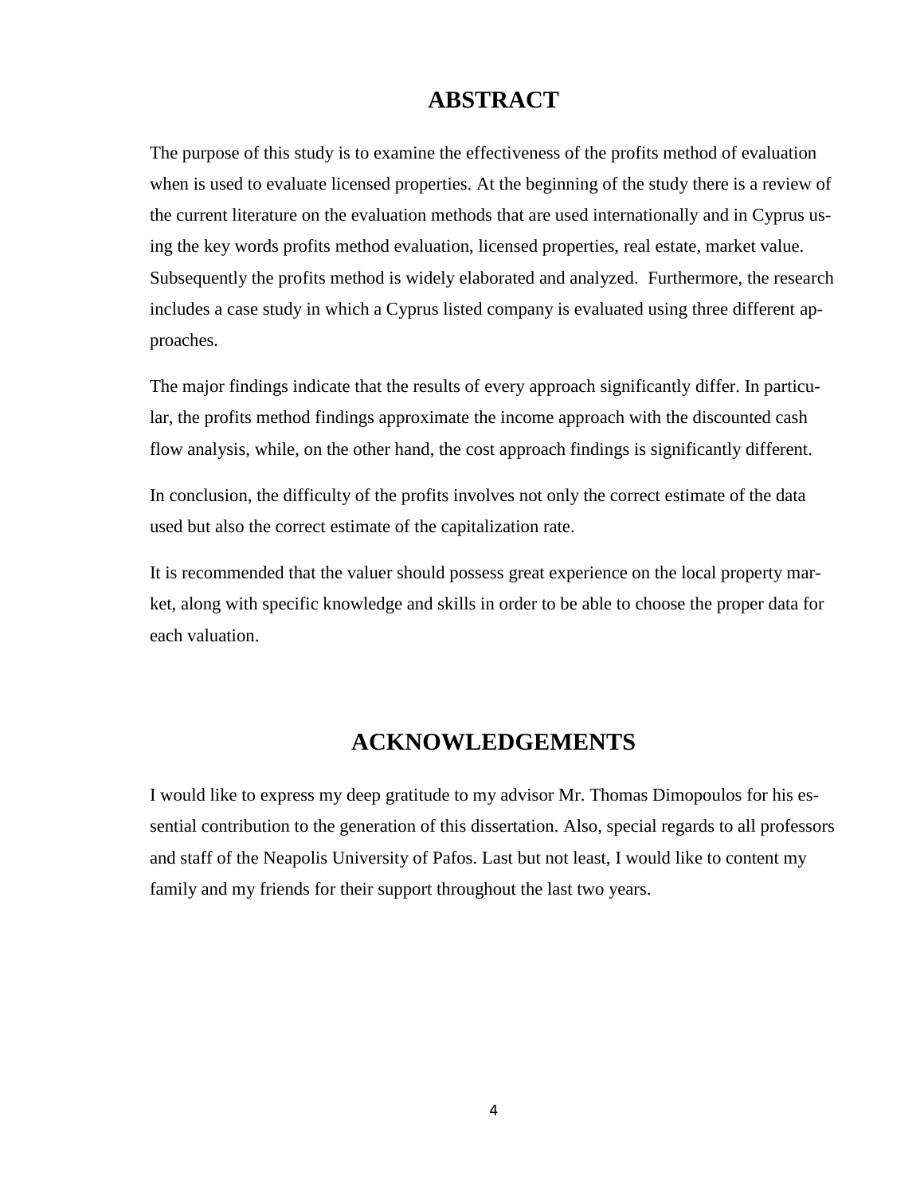# ABSTRACT

The purpose of this study is to examine the effectiveness of the profits method of evaluation when is used to evaluate licensed properties. At the beginning of the study there is a review of the current literature on the evaluation methods that are used internationally and in Cyprus using the key words profits method evaluation, licensed properties, real estate, market value. Subsequently the profits method is widely elaborated and analyzed. Furthermore, the research includes a case study in which a Cyprus listed company is evaluated using three different approaches.

The major findings indicate that the results of every approach significantly differ. In particular, the profits method findings approximate the income approach with the discounted cash flow analysis, while, on the other hand, the cost approach findings is significantly different.

In conclusion, the difficulty of the profits involves not only the correct estimate of the data used but also the correct estimate of the capitalization rate.

It is recommended that the valuer should possess great experience on the local property market, along with specific knowledge and skills in order to be able to choose the proper data for each valuation.

# ACKNOWLEDGEMENTS

I would like to express my deep gratitude to my advisor Mr. Thomas Dimopoulos for his essential contribution to the generation of this dissertation. Also, special regards to all professors and staff of the Neapolis University of Pafos. Last but not least, I would like to content my family and my friends for their support throughout the last two years.